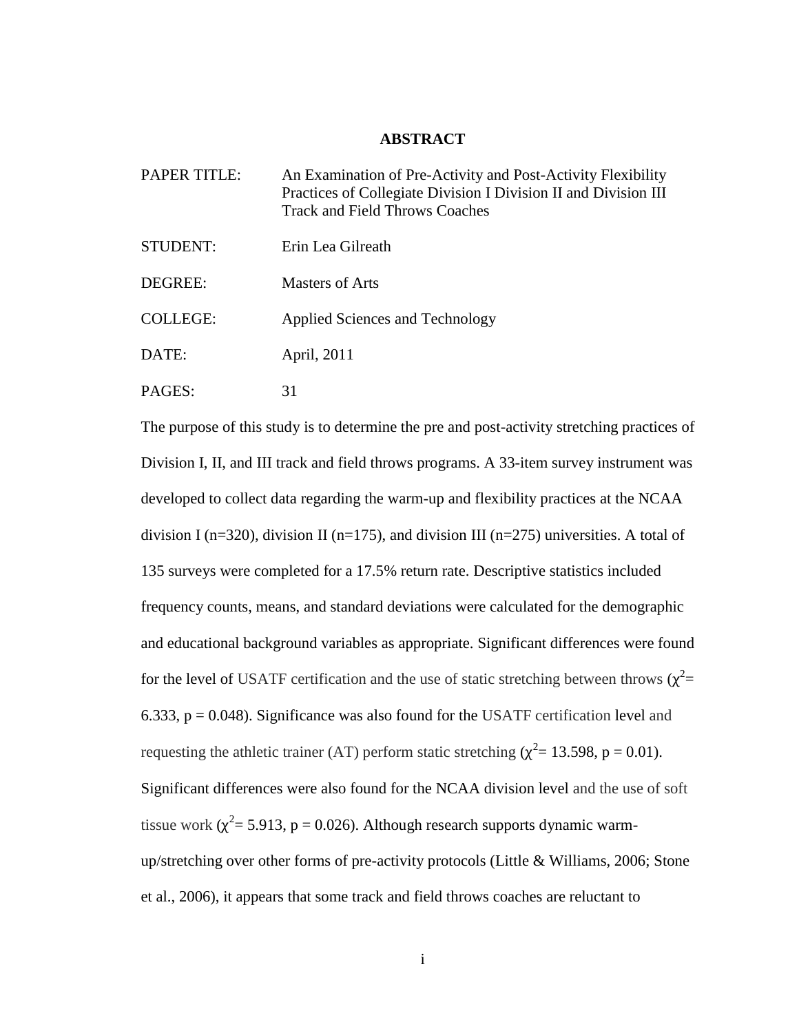# ABSTRACT

PAPER TITLE: An Examination of Pre-Activity and Post-Activity Flexibility Practices of Collegiate Division I Division II and Division III Track and Field Throws Coaches

STUDENT: Erin Lea Gilreath

DEGREE: Masters of Arts

COLLEGE: Applied Sciences and Technology

DATE: April, 2011

PAGES: 31

The purpose of this study is to determine the pre and post-activity stretching practices of Division I, II, and III track and field throws programs. A 33-item survey instrument was developed to collect data regarding the warm-up and flexibility practices at the NCAA division I (n=320), division II (n=175), and division III (n=275) universities. A total of 135 surveys were completed for a 17.5% return rate. Descriptive statistics included frequency counts, means, and standard deviations were calculated for the demographic and educational background variables as appropriate. Significant differences were found for the level of USATF certification and the use of static stretching between throws ($\chi^2$= 6.333, p = 0.048). Significance was also found for the USATF certification level and requesting the athletic trainer (AT) perform static stretching ($\chi^2$= 13.598, p = 0.01). Significant differences were also found for the NCAA division level and the use of soft tissue work ($\chi^2$= 5.913, p = 0.026). Although research supports dynamic warm-up/stretching over other forms of pre-activity protocols (Little & Williams, 2006; Stone et al., 2006), it appears that some track and field throws coaches are reluctant to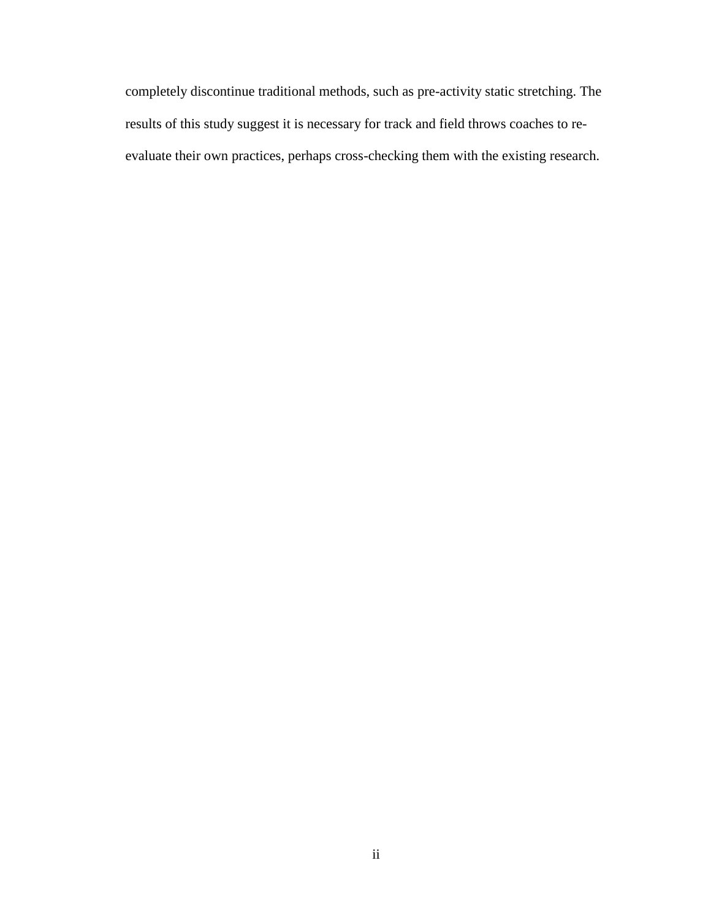completely discontinue traditional methods, such as pre-activity static stretching. The results of this study suggest it is necessary for track and field throws coaches to re-evaluate their own practices, perhaps cross-checking them with the existing research.